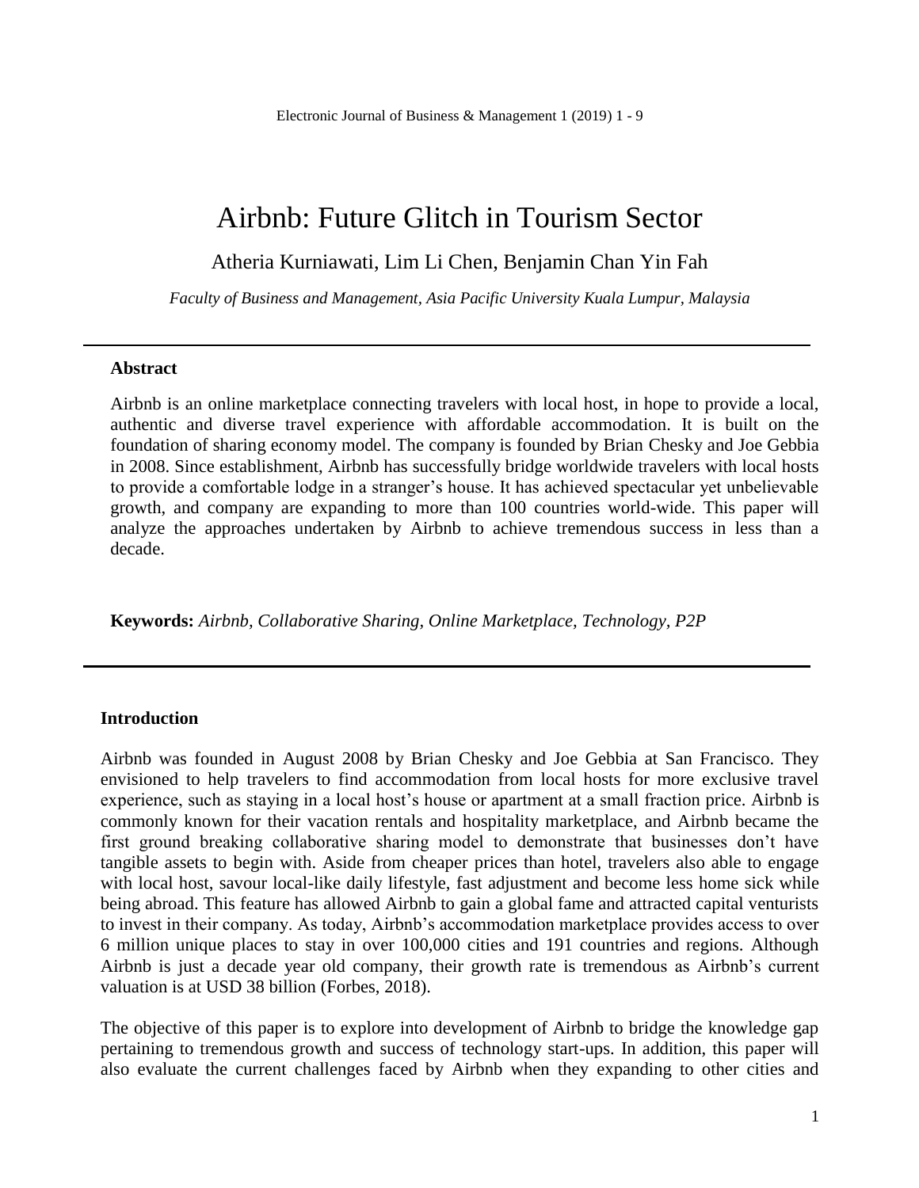# Airbnb: Future Glitch in Tourism Sector

Atheria Kurniawati, Lim Li Chen, Benjamin Chan Yin Fah

*Faculty of Business and Management, Asia Pacific University Kuala Lumpur, Malaysia*

---

**Abstract**

Airbnb is an online marketplace connecting travelers with local host, in hope to provide a local, authentic and diverse travel experience with affordable accommodation. It is built on the foundation of sharing economy model. The company is founded by Brian Chesky and Joe Gebbia in 2008. Since establishment, Airbnb has successfully bridge worldwide travelers with local hosts to provide a comfortable lodge in a stranger's house. It has achieved spectacular yet unbelievable growth, and company are expanding to more than 100 countries world-wide. This paper will analyze the approaches undertaken by Airbnb to achieve tremendous success in less than a decade.

**Keywords:** *Airbnb, Collaborative Sharing, Online Marketplace, Technology, P2P*

---

## Introduction

Airbnb was founded in August 2008 by Brian Chesky and Joe Gebbia at San Francisco. They envisioned to help travelers to find accommodation from local hosts for more exclusive travel experience, such as staying in a local host's house or apartment at a small fraction price. Airbnb is commonly known for their vacation rentals and hospitality marketplace, and Airbnb became the first ground breaking collaborative sharing model to demonstrate that businesses don't have tangible assets to begin with. Aside from cheaper prices than hotel, travelers also able to engage with local host, savour local-like daily lifestyle, fast adjustment and become less home sick while being abroad. This feature has allowed Airbnb to gain a global fame and attracted capital venturists to invest in their company. As today, Airbnb's accommodation marketplace provides access to over 6 million unique places to stay in over 100,000 cities and 191 countries and regions. Although Airbnb is just a decade year old company, their growth rate is tremendous as Airbnb's current valuation is at USD 38 billion (Forbes, 2018).

The objective of this paper is to explore into development of Airbnb to bridge the knowledge gap pertaining to tremendous growth and success of technology start-ups. In addition, this paper will also evaluate the current challenges faced by Airbnb when they expanding to other cities and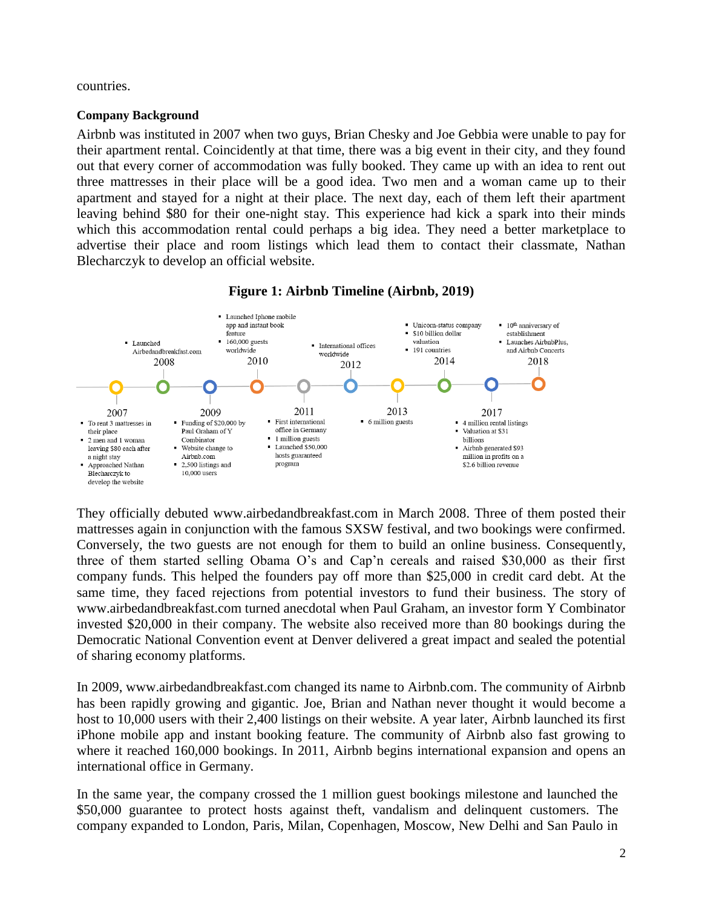countries.

**Company Background**

Airbnb was instituted in 2007 when two guys, Brian Chesky and Joe Gebbia were unable to pay for their apartment rental. Coincidently at that time, there was a big event in their city, and they found out that every corner of accommodation was fully booked. They came up with an idea to rent out three mattresses in their place will be a good idea. Two men and a woman came up to their apartment and stayed for a night at their place. The next day, each of them left their apartment leaving behind $80 for their one-night stay. This experience had kick a spark into their minds which this accommodation rental could perhaps a big idea. They need a better marketplace to advertise their place and room listings which lead them to contact their classmate, Nathan Blecharczyk to develop an official website.

**Figure 1: Airbnb Timeline (Airbnb, 2019)**

**2007**
- To rent 3 mattresses in their place
- 2 men and 1 woman leaving $80 each after a night stay
- Approached Nathan Blecharczyk to develop the website

**2008**
- Launched Airbedandbreakfast.com

**2009**
- Funding of $20,000 by Paul Graham of Y Combinator
- Website change to Airbnb.com
- 2,500 listings and 10,000 users

**2010**
- Launched Iphone mobile app and instant book feature
- 160,000 guests worldwide

**2011**
- First international office in Germany
- 1 million guests
- Launched $50,000 hosts guaranteed program

**2012**
- International offices worldwide

**2013**
- 6 million guests

**2014**
- Unicorn-status company
- $10 billion dollar valuation
- 191 countries

**2017**
- 4 million rental listings
- Valuation at $31 billions
- Airbnb generated $93 million in profits on a $2.6 billion revenue

**2018**
- 10th anniversary of establishment
- Launches AirbnbPlus, and Airbnb Concerts

They officially debuted www.airbedandbreakfast.com in March 2008. Three of them posted their mattresses again in conjunction with the famous SXSW festival, and two bookings were confirmed. Conversely, the two guests are not enough for them to build an online business. Consequently, three of them started selling Obama O's and Cap'n cereals and raised $30,000 as their first company funds. This helped the founders pay off more than $25,000 in credit card debt. At the same time, they faced rejections from potential investors to fund their business. The story of www.airbedandbreakfast.com turned anecdotal when Paul Graham, an investor form Y Combinator invested $20,000 in their company. The website also received more than 80 bookings during the Democratic National Convention event at Denver delivered a great impact and sealed the potential of sharing economy platforms.

In 2009, www.airbedandbreakfast.com changed its name to Airbnb.com. The community of Airbnb has been rapidly growing and gigantic. Joe, Brian and Nathan never thought it would become a host to 10,000 users with their 2,400 listings on their website. A year later, Airbnb launched its first iPhone mobile app and instant booking feature. The community of Airbnb also fast growing to where it reached 160,000 bookings. In 2011, Airbnb begins international expansion and opens an international office in Germany.

In the same year, the company crossed the 1 million guest bookings milestone and launched the $50,000 guarantee to protect hosts against theft, vandalism and delinquent customers. The company expanded to London, Paris, Milan, Copenhagen, Moscow, New Delhi and San Paulo in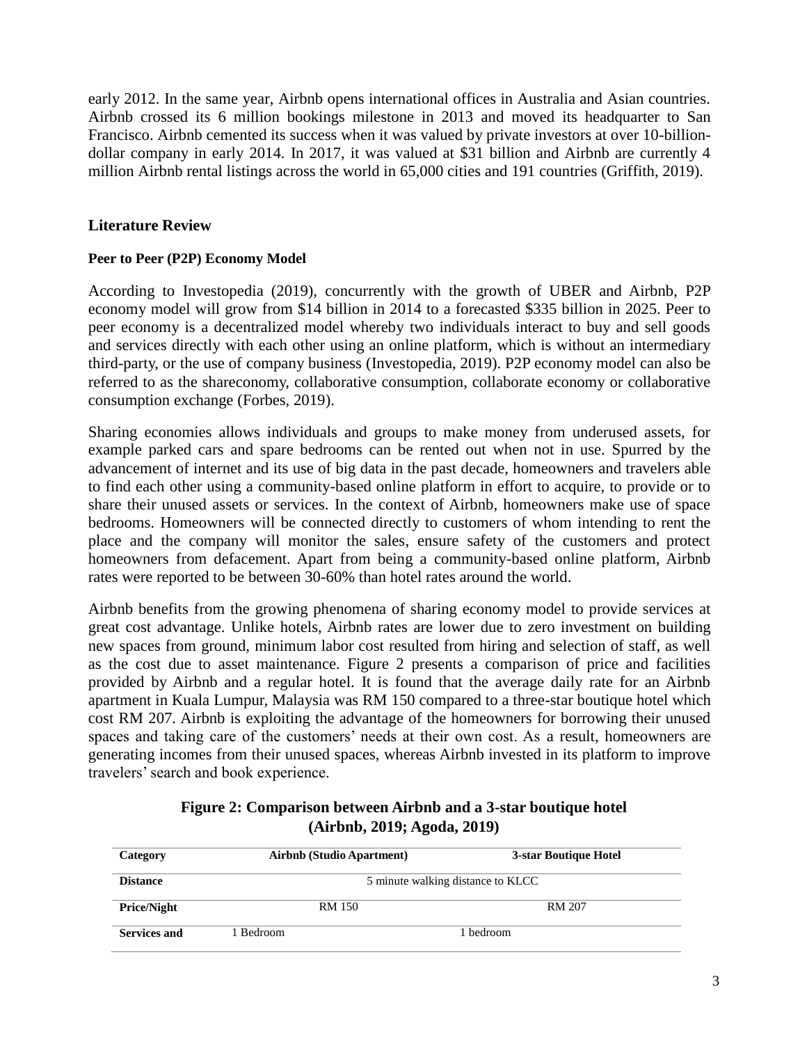early 2012. In the same year, Airbnb opens international offices in Australia and Asian countries. Airbnb crossed its 6 million bookings milestone in 2013 and moved its headquarter to San Francisco. Airbnb cemented its success when it was valued by private investors at over 10-billion-dollar company in early 2014. In 2017, it was valued at $31 billion and Airbnb are currently 4 million Airbnb rental listings across the world in 65,000 cities and 191 countries (Griffith, 2019).

## Literature Review

### Peer to Peer (P2P) Economy Model

According to Investopedia (2019), concurrently with the growth of UBER and Airbnb, P2P economy model will grow from $14 billion in 2014 to a forecasted $335 billion in 2025. Peer to peer economy is a decentralized model whereby two individuals interact to buy and sell goods and services directly with each other using an online platform, which is without an intermediary third-party, or the use of company business (Investopedia, 2019). P2P economy model can also be referred to as the shareconomy, collaborative consumption, collaborate economy or collaborative consumption exchange (Forbes, 2019).

Sharing economies allows individuals and groups to make money from underused assets, for example parked cars and spare bedrooms can be rented out when not in use. Spurred by the advancement of internet and its use of big data in the past decade, homeowners and travelers able to find each other using a community-based online platform in effort to acquire, to provide or to share their unused assets or services. In the context of Airbnb, homeowners make use of space bedrooms. Homeowners will be connected directly to customers of whom intending to rent the place and the company will monitor the sales, ensure safety of the customers and protect homeowners from defacement. Apart from being a community-based online platform, Airbnb rates were reported to be between 30-60% than hotel rates around the world.

Airbnb benefits from the growing phenomena of sharing economy model to provide services at great cost advantage. Unlike hotels, Airbnb rates are lower due to zero investment on building new spaces from ground, minimum labor cost resulted from hiring and selection of staff, as well as the cost due to asset maintenance. Figure 2 presents a comparison of price and facilities provided by Airbnb and a regular hotel. It is found that the average daily rate for an Airbnb apartment in Kuala Lumpur, Malaysia was RM 150 compared to a three-star boutique hotel which cost RM 207. Airbnb is exploiting the advantage of the homeowners for borrowing their unused spaces and taking care of the customers' needs at their own cost. As a result, homeowners are generating incomes from their unused spaces, whereas Airbnb invested in its platform to improve travelers' search and book experience.

**Figure 2: Comparison between Airbnb and a 3-star boutique hotel (Airbnb, 2019; Agoda, 2019)**

| Category | Airbnb (Studio Apartment) | 3-star Boutique Hotel |
|---|---|---|
| Distance | 5 minute walking distance to KLCC | |
| Price/Night | RM 150 | RM 207 |
| Services and | 1 Bedroom | 1 bedroom |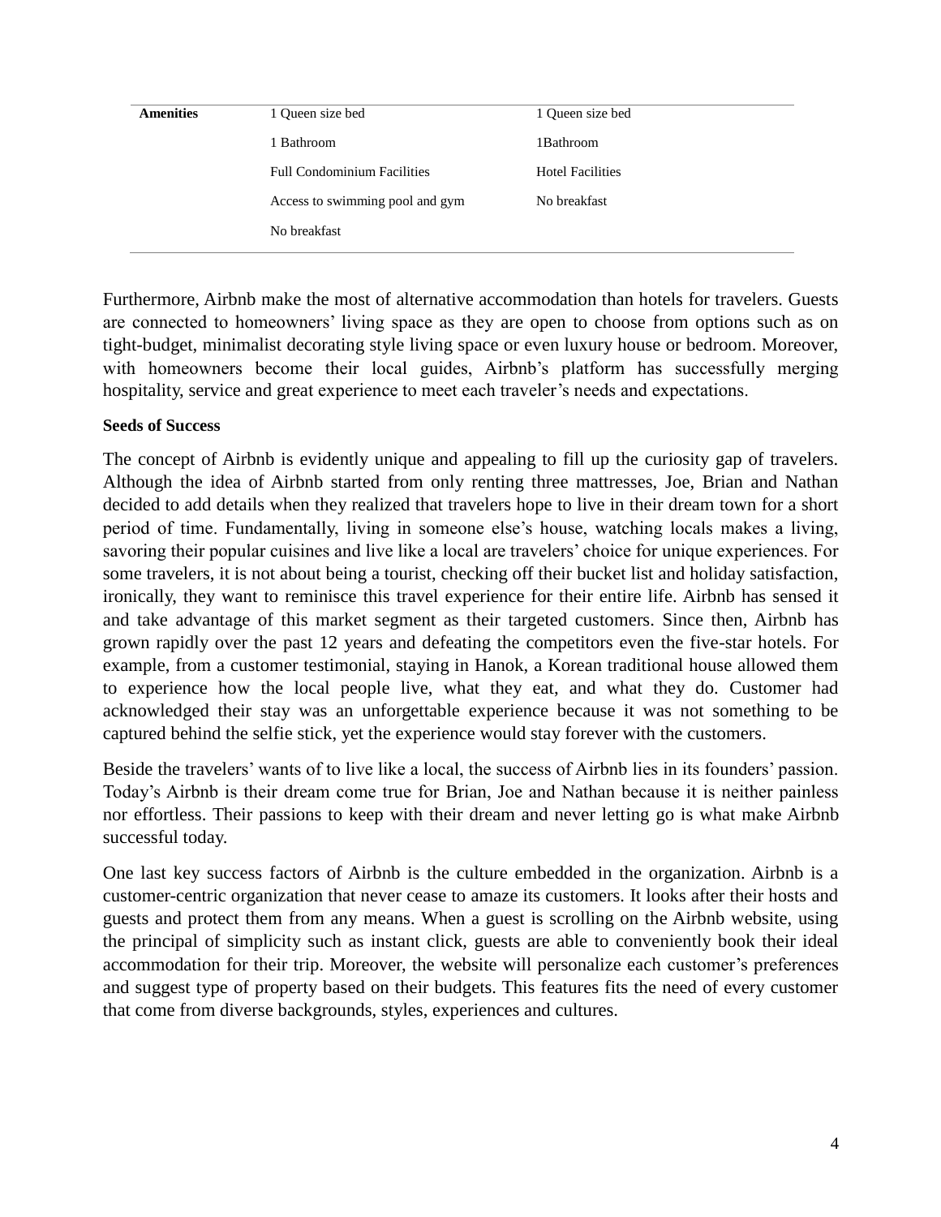| Amenities | 1 Queen size bed | 1 Queen size bed |
|---|---|---|
| | 1 Bathroom | 1Bathroom |
| | Full Condominium Facilities | Hotel Facilities |
| | Access to swimming pool and gym | No breakfast |
| | No breakfast | |

Furthermore, Airbnb make the most of alternative accommodation than hotels for travelers. Guests are connected to homeowners' living space as they are open to choose from options such as on tight-budget, minimalist decorating style living space or even luxury house or bedroom. Moreover, with homeowners become their local guides, Airbnb's platform has successfully merging hospitality, service and great experience to meet each traveler's needs and expectations.

**Seeds of Success**

The concept of Airbnb is evidently unique and appealing to fill up the curiosity gap of travelers. Although the idea of Airbnb started from only renting three mattresses, Joe, Brian and Nathan decided to add details when they realized that travelers hope to live in their dream town for a short period of time. Fundamentally, living in someone else's house, watching locals makes a living, savoring their popular cuisines and live like a local are travelers' choice for unique experiences. For some travelers, it is not about being a tourist, checking off their bucket list and holiday satisfaction, ironically, they want to reminisce this travel experience for their entire life. Airbnb has sensed it and take advantage of this market segment as their targeted customers. Since then, Airbnb has grown rapidly over the past 12 years and defeating the competitors even the five-star hotels. For example, from a customer testimonial, staying in Hanok, a Korean traditional house allowed them to experience how the local people live, what they eat, and what they do. Customer had acknowledged their stay was an unforgettable experience because it was not something to be captured behind the selfie stick, yet the experience would stay forever with the customers.

Beside the travelers' wants of to live like a local, the success of Airbnb lies in its founders' passion. Today's Airbnb is their dream come true for Brian, Joe and Nathan because it is neither painless nor effortless. Their passions to keep with their dream and never letting go is what make Airbnb successful today.

One last key success factors of Airbnb is the culture embedded in the organization. Airbnb is a customer-centric organization that never cease to amaze its customers. It looks after their hosts and guests and protect them from any means. When a guest is scrolling on the Airbnb website, using the principal of simplicity such as instant click, guests are able to conveniently book their ideal accommodation for their trip. Moreover, the website will personalize each customer's preferences and suggest type of property based on their budgets. This features fits the need of every customer that come from diverse backgrounds, styles, experiences and cultures.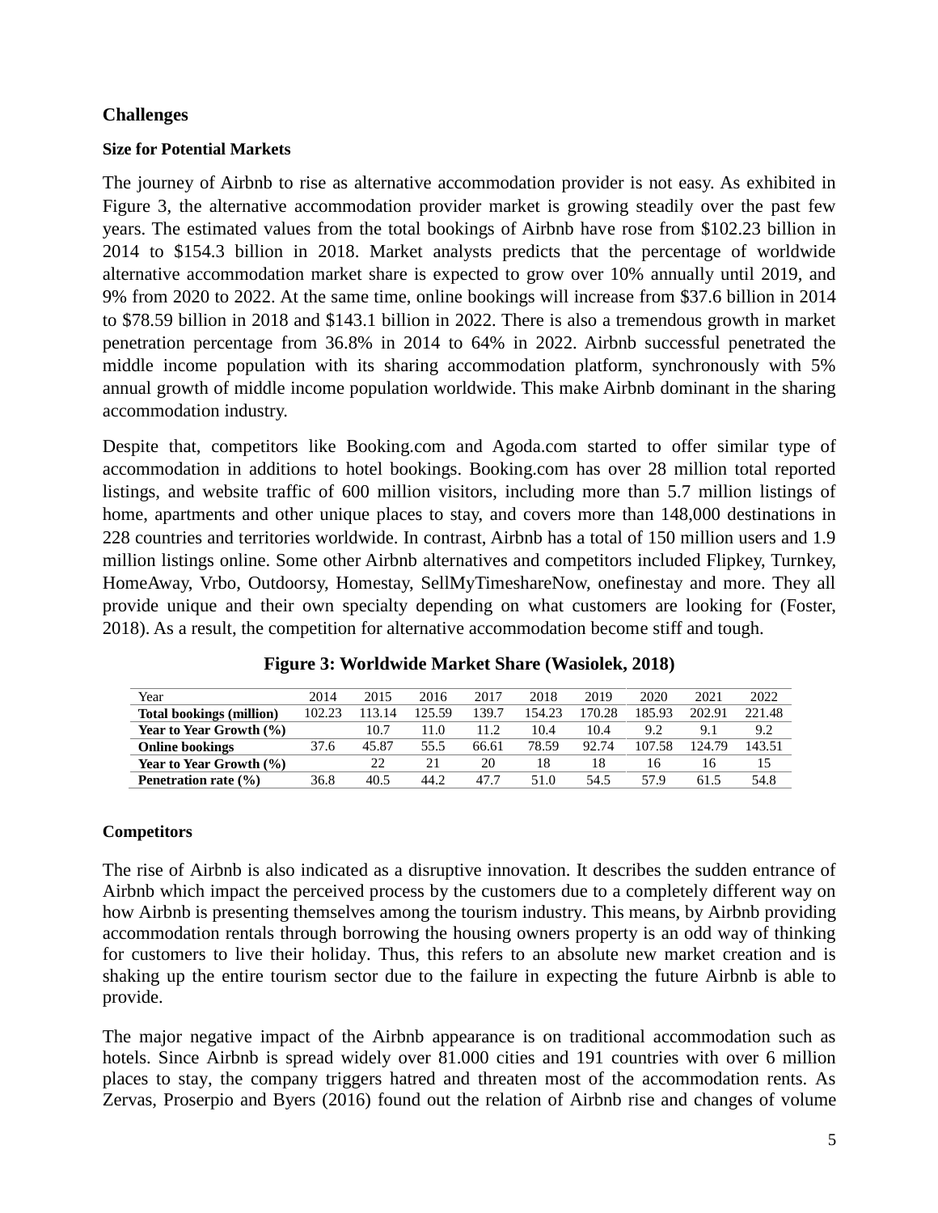## Challenges

### Size for Potential Markets

The journey of Airbnb to rise as alternative accommodation provider is not easy. As exhibited in Figure 3, the alternative accommodation provider market is growing steadily over the past few years. The estimated values from the total bookings of Airbnb have rose from $102.23 billion in 2014 to $154.3 billion in 2018. Market analysts predicts that the percentage of worldwide alternative accommodation market share is expected to grow over 10% annually until 2019, and 9% from 2020 to 2022. At the same time, online bookings will increase from $37.6 billion in 2014 to $78.59 billion in 2018 and $143.1 billion in 2022. There is also a tremendous growth in market penetration percentage from 36.8% in 2014 to 64% in 2022. Airbnb successful penetrated the middle income population with its sharing accommodation platform, synchronously with 5% annual growth of middle income population worldwide. This make Airbnb dominant in the sharing accommodation industry.

Despite that, competitors like Booking.com and Agoda.com started to offer similar type of accommodation in additions to hotel bookings. Booking.com has over 28 million total reported listings, and website traffic of 600 million visitors, including more than 5.7 million listings of home, apartments and other unique places to stay, and covers more than 148,000 destinations in 228 countries and territories worldwide. In contrast, Airbnb has a total of 150 million users and 1.9 million listings online. Some other Airbnb alternatives and competitors included Flipkey, Turnkey, HomeAway, Vrbo, Outdoorsy, Homestay, SellMyTimeshareNow, onefinestay and more. They all provide unique and their own specialty depending on what customers are looking for (Foster, 2018). As a result, the competition for alternative accommodation become stiff and tough.

**Figure 3: Worldwide Market Share (Wasiolek, 2018)**

| Year | 2014 | 2015 | 2016 | 2017 | 2018 | 2019 | 2020 | 2021 | 2022 |
|---|---|---|---|---|---|---|---|---|---|
| **Total bookings (million)** | 102.23 | 113.14 | 125.59 | 139.7 | 154.23 | 170.28 | 185.93 | 202.91 | 221.48 |
| **Year to Year Growth (%)** | | 10.7 | 11.0 | 11.2 | 10.4 | 10.4 | 9.2 | 9.1 | 9.2 |
| **Online bookings** | 37.6 | 45.87 | 55.5 | 66.61 | 78.59 | 92.74 | 107.58 | 124.79 | 143.51 |
| **Year to Year Growth (%)** | | 22 | 21 | 20 | 18 | 18 | 16 | 16 | 15 |
| **Penetration rate (%)** | 36.8 | 40.5 | 44.2 | 47.7 | 51.0 | 54.5 | 57.9 | 61.5 | 54.8 |

### Competitors

The rise of Airbnb is also indicated as a disruptive innovation. It describes the sudden entrance of Airbnb which impact the perceived process by the customers due to a completely different way on how Airbnb is presenting themselves among the tourism industry. This means, by Airbnb providing accommodation rentals through borrowing the housing owners property is an odd way of thinking for customers to live their holiday. Thus, this refers to an absolute new market creation and is shaking up the entire tourism sector due to the failure in expecting the future Airbnb is able to provide.

The major negative impact of the Airbnb appearance is on traditional accommodation such as hotels. Since Airbnb is spread widely over 81.000 cities and 191 countries with over 6 million places to stay, the company triggers hatred and threaten most of the accommodation rents. As Zervas, Proserpio and Byers (2016) found out the relation of Airbnb rise and changes of volume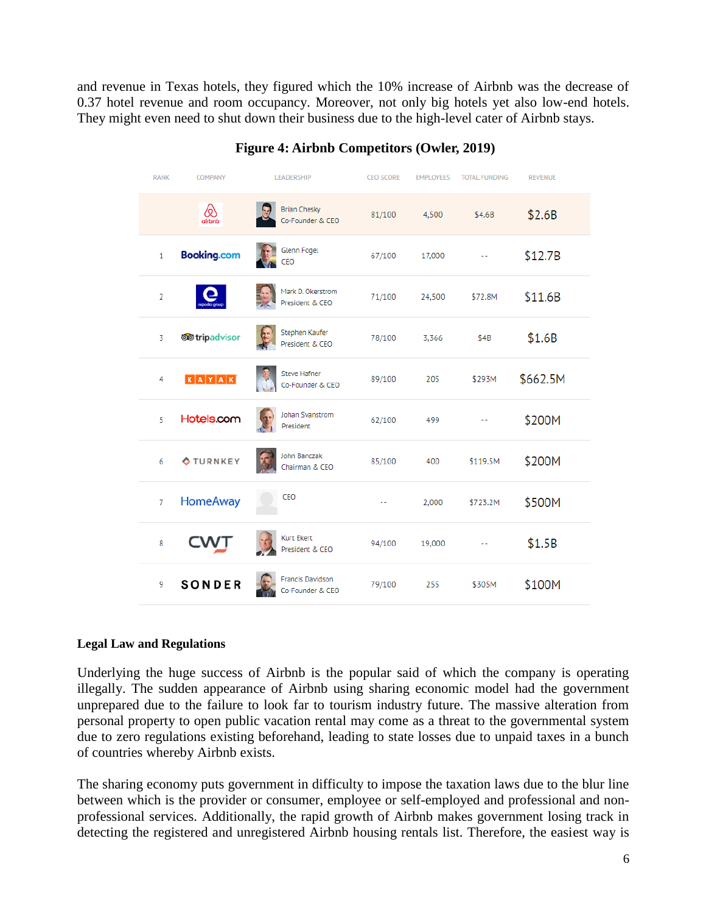and revenue in Texas hotels, they figured which the 10% increase of Airbnb was the decrease of 0.37 hotel revenue and room occupancy. Moreover, not only big hotels yet also low-end hotels. They might even need to shut down their business due to the high-level cater of Airbnb stays.

**Figure 4: Airbnb Competitors (Owler, 2019)**

| RANK | COMPANY | LEADERSHIP | CEO SCORE | EMPLOYEES | TOTAL FUNDING | REVENUE |
|---|---|---|---|---|---|---|
| | airbnb | Brian Chesky Co-Founder & CEO | 81/100 | 4,500 | $4.6B | $2.6B |
| 1 | Booking.com | Glenn Fogel CEO | 67/100 | 17,000 | -- | $12.7B |
| 2 | expedia group | Mark D. Okerstrom President & CEO | 71/100 | 24,500 | $72.8M | $11.6B |
| 3 | tripadvisor | Stephen Kaufer President & CEO | 78/100 | 3,366 | $4B | $1.6B |
| 4 | KAYAK | Steve Hafner Co-Founder & CEO | 89/100 | 205 | $293M | $662.5M |
| 5 | Hotels.com | Johan Svanstrom President | 62/100 | 499 | -- | $200M |
| 6 | TURNKEY | John Banczak Chairman & CEO | 85/100 | 400 | $119.5M | $200M |
| 7 | HomeAway | CEO | -- | 2,000 | $723.2M | $500M |
| 8 | CWT | Kurt Ekert President & CEO | 94/100 | 19,000 | -- | $1.5B |
| 9 | SONDER | Francis Davidson Co-Founder & CEO | 79/100 | 255 | $305M | $100M |

### Legal Law and Regulations

Underlying the huge success of Airbnb is the popular said of which the company is operating illegally. The sudden appearance of Airbnb using sharing economic model had the government unprepared due to the failure to look far to tourism industry future. The massive alteration from personal property to open public vacation rental may come as a threat to the governmental system due to zero regulations existing beforehand, leading to state losses due to unpaid taxes in a bunch of countries whereby Airbnb exists.

The sharing economy puts government in difficulty to impose the taxation laws due to the blur line between which is the provider or consumer, employee or self-employed and professional and non-professional services. Additionally, the rapid growth of Airbnb makes government losing track in detecting the registered and unregistered Airbnb housing rentals list. Therefore, the easiest way is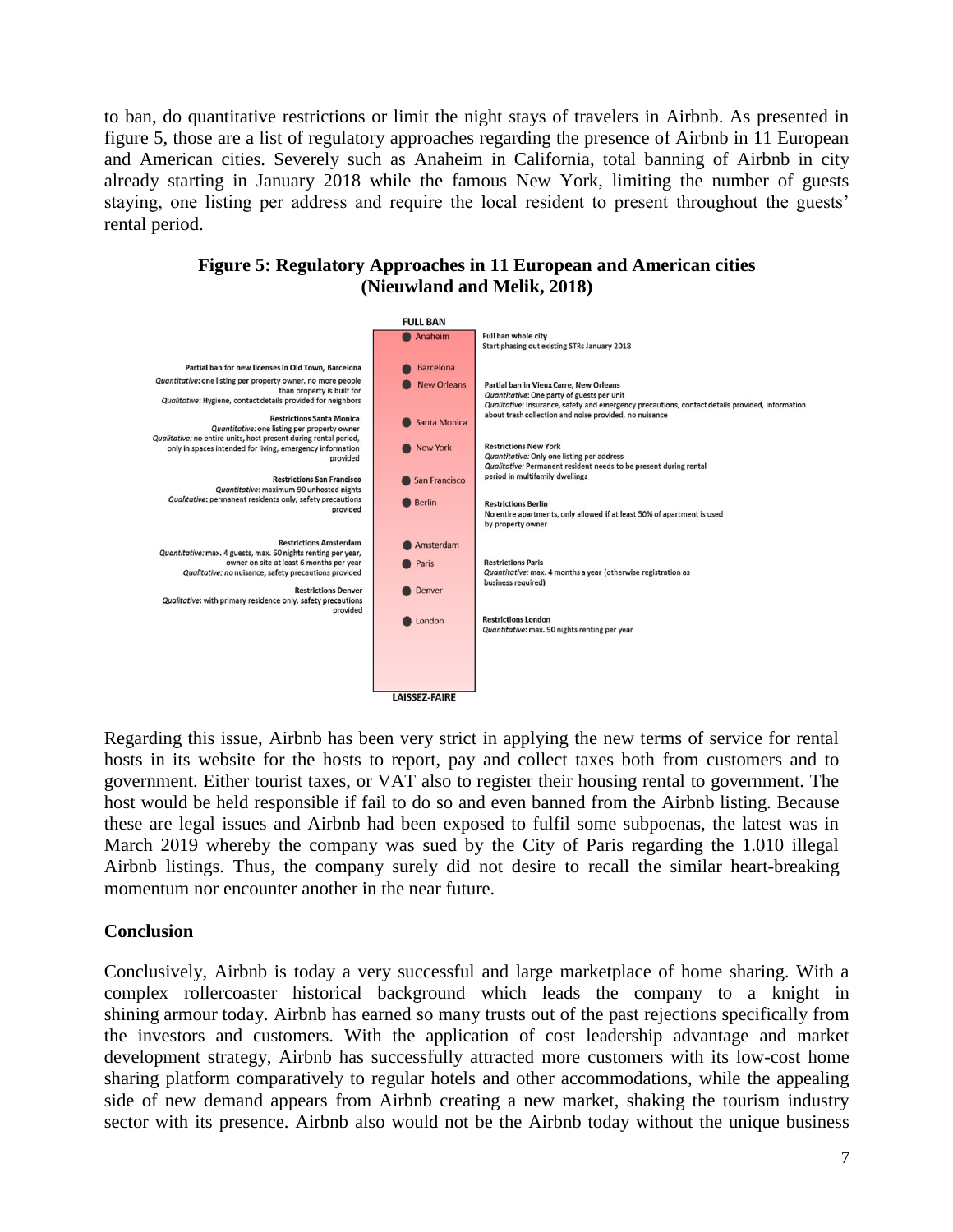to ban, do quantitative restrictions or limit the night stays of travelers in Airbnb. As presented in figure 5, those are a list of regulatory approaches regarding the presence of Airbnb in 11 European and American cities. Severely such as Anaheim in California, total banning of Airbnb in city already starting in January 2018 while the famous New York, limiting the number of guests staying, one listing per address and require the local resident to present throughout the guests' rental period.

**Figure 5: Regulatory Approaches in 11 European and American cities (Nieuwland and Melik, 2018)**

FULL BAN

- Anaheim — Full ban whole city. Start phasing out existing STRs January 2018
- Barcelona — Partial ban for new licenses in Old Town, Barcelona. *Quantitative*: one listing per property owner, no more people than property is built for. *Qualitative*: Hygiene, contact details provided for neighbors
- New Orleans — Partial ban in Vieux Carre, New Orleans. *Quantitative*: One party of guests per unit. *Qualitative*: Insurance, safety and emergency precautions, contact details provided, information about trash collection and noise provided, no nuisance
- Santa Monica — Restrictions Santa Monica. *Quantitative*: one listing per property owner. *Qualitative*: no entire units, host present during rental period, only in spaces intended for living, emergency information provided
- New York — Restrictions New York. *Quantitative*: Only one listing per address. *Qualitative*: Permanent resident needs to be present during rental period in multifamily dwellings
- San Francisco — Restrictions San Francisco. *Quantitative*: maximum 90 unhosted nights. *Qualitative*: permanent residents only, safety precautions provided
- Berlin — Restrictions Berlin. No entire apartments, only allowed if at least 50% of apartment is used by property owner
- Amsterdam — Restrictions Amsterdam. *Quantitative*: max. 4 guests, max. 60 nights renting per year, owner on site at least 6 months per year. *Qualitative*: no nuisance, safety precautions provided
- Paris — Restrictions Paris. *Quantitative*: max. 4 months a year (otherwise registration as business required)
- Denver — Restrictions Denver. *Qualitative*: with primary residence only, safety precautions provided
- London — Restrictions London. *Quantitative*: max. 90 nights renting per year

LAISSEZ-FAIRE

Regarding this issue, Airbnb has been very strict in applying the new terms of service for rental hosts in its website for the hosts to report, pay and collect taxes both from customers and to government. Either tourist taxes, or VAT also to register their housing rental to government. The host would be held responsible if fail to do so and even banned from the Airbnb listing. Because these are legal issues and Airbnb had been exposed to fulfil some subpoenas, the latest was in March 2019 whereby the company was sued by the City of Paris regarding the 1.010 illegal Airbnb listings. Thus, the company surely did not desire to recall the similar heart-breaking momentum nor encounter another in the near future.

## Conclusion

Conclusively, Airbnb is today a very successful and large marketplace of home sharing. With a complex rollercoaster historical background which leads the company to a knight in shining armour today. Airbnb has earned so many trusts out of the past rejections specifically from the investors and customers. With the application of cost leadership advantage and market development strategy, Airbnb has successfully attracted more customers with its low-cost home sharing platform comparatively to regular hotels and other accommodations, while the appealing side of new demand appears from Airbnb creating a new market, shaking the tourism industry sector with its presence. Airbnb also would not be the Airbnb today without the unique business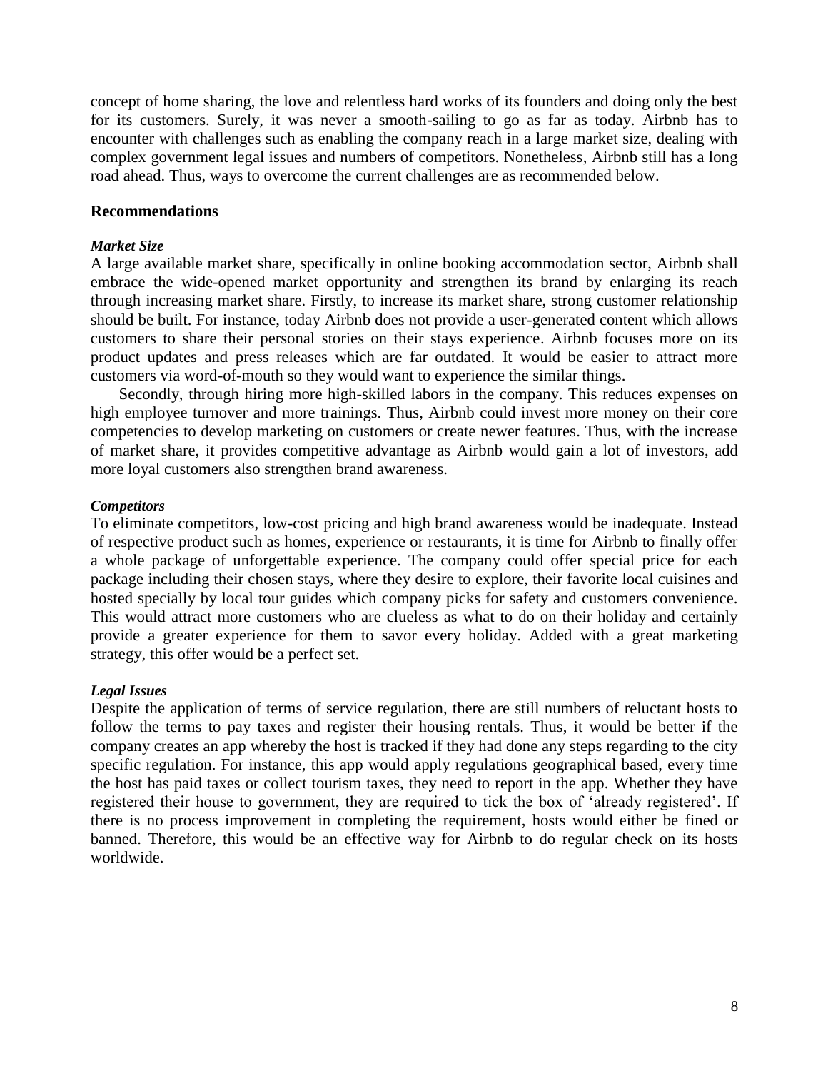concept of home sharing, the love and relentless hard works of its founders and doing only the best for its customers. Surely, it was never a smooth-sailing to go as far as today. Airbnb has to encounter with challenges such as enabling the company reach in a large market size, dealing with complex government legal issues and numbers of competitors. Nonetheless, Airbnb still has a long road ahead. Thus, ways to overcome the current challenges are as recommended below.

## Recommendations

### *Market Size*

A large available market share, specifically in online booking accommodation sector, Airbnb shall embrace the wide-opened market opportunity and strengthen its brand by enlarging its reach through increasing market share. Firstly, to increase its market share, strong customer relationship should be built. For instance, today Airbnb does not provide a user-generated content which allows customers to share their personal stories on their stays experience. Airbnb focuses more on its product updates and press releases which are far outdated. It would be easier to attract more customers via word-of-mouth so they would want to experience the similar things.

Secondly, through hiring more high-skilled labors in the company. This reduces expenses on high employee turnover and more trainings. Thus, Airbnb could invest more money on their core competencies to develop marketing on customers or create newer features. Thus, with the increase of market share, it provides competitive advantage as Airbnb would gain a lot of investors, add more loyal customers also strengthen brand awareness.

### *Competitors*

To eliminate competitors, low-cost pricing and high brand awareness would be inadequate. Instead of respective product such as homes, experience or restaurants, it is time for Airbnb to finally offer a whole package of unforgettable experience. The company could offer special price for each package including their chosen stays, where they desire to explore, their favorite local cuisines and hosted specially by local tour guides which company picks for safety and customers convenience. This would attract more customers who are clueless as what to do on their holiday and certainly provide a greater experience for them to savor every holiday. Added with a great marketing strategy, this offer would be a perfect set.

### *Legal Issues*

Despite the application of terms of service regulation, there are still numbers of reluctant hosts to follow the terms to pay taxes and register their housing rentals. Thus, it would be better if the company creates an app whereby the host is tracked if they had done any steps regarding to the city specific regulation. For instance, this app would apply regulations geographical based, every time the host has paid taxes or collect tourism taxes, they need to report in the app. Whether they have registered their house to government, they are required to tick the box of 'already registered'. If there is no process improvement in completing the requirement, hosts would either be fined or banned. Therefore, this would be an effective way for Airbnb to do regular check on its hosts worldwide.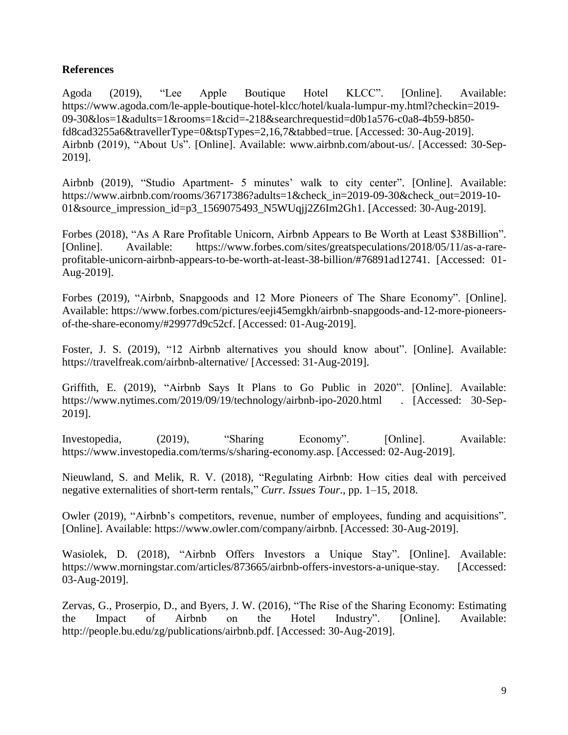**References**

Agoda (2019), "Lee Apple Boutique Hotel KLCC". [Online]. Available: https://www.agoda.com/le-apple-boutique-hotel-klcc/hotel/kuala-lumpur-my.html?checkin=2019-09-30&los=1&adults=1&rooms=1&cid=-218&searchrequestid=d0b1a576-c0a8-4b59-b850-fd8cad3255a6&travellerType=0&tspTypes=2,16,7&tabbed=true. [Accessed: 30-Aug-2019].
Airbnb (2019), "About Us". [Online]. Available: www.airbnb.com/about-us/. [Accessed: 30-Sep-2019].

Airbnb (2019), "Studio Apartment- 5 minutes' walk to city center". [Online]. Available: https://www.airbnb.com/rooms/36717386?adults=1&check_in=2019-09-30&check_out=2019-10-01&source_impression_id=p3_1569075493_N5WUqjj2Z6Im2Gh1. [Accessed: 30-Aug-2019].

Forbes (2018), "As A Rare Profitable Unicorn, Airbnb Appears to Be Worth at Least $38Billion". [Online]. Available: https://www.forbes.com/sites/greatspeculations/2018/05/11/as-a-rare-profitable-unicorn-airbnb-appears-to-be-worth-at-least-38-billion/#76891ad12741. [Accessed: 01-Aug-2019].

Forbes (2019), "Airbnb, Snapgoods and 12 More Pioneers of The Share Economy". [Online]. Available: https://www.forbes.com/pictures/eeji45emgkh/airbnb-snapgoods-and-12-more-pioneers-of-the-share-economy/#29977d9c52cf. [Accessed: 01-Aug-2019].

Foster, J. S. (2019), "12 Airbnb alternatives you should know about". [Online]. Available: https://travelfreak.com/airbnb-alternative/ [Accessed: 31-Aug-2019].

Griffith, E. (2019), "Airbnb Says It Plans to Go Public in 2020". [Online]. Available: https://www.nytimes.com/2019/09/19/technology/airbnb-ipo-2020.html . [Accessed: 30-Sep-2019].

Investopedia, (2019), "Sharing Economy". [Online]. Available: https://www.investopedia.com/terms/s/sharing-economy.asp. [Accessed: 02-Aug-2019].

Nieuwland, S. and Melik, R. V. (2018), "Regulating Airbnb: How cities deal with perceived negative externalities of short-term rentals," *Curr. Issues Tour*., pp. 1–15, 2018.

Owler (2019), "Airbnb's competitors, revenue, number of employees, funding and acquisitions". [Online]. Available: https://www.owler.com/company/airbnb. [Accessed: 30-Aug-2019].

Wasiolek, D. (2018), "Airbnb Offers Investors a Unique Stay". [Online]. Available: https://www.morningstar.com/articles/873665/airbnb-offers-investors-a-unique-stay. [Accessed: 03-Aug-2019].

Zervas, G., Proserpio, D., and Byers, J. W. (2016), "The Rise of the Sharing Economy: Estimating the Impact of Airbnb on the Hotel Industry". [Online]. Available: http://people.bu.edu/zg/publications/airbnb.pdf. [Accessed: 30-Aug-2019].